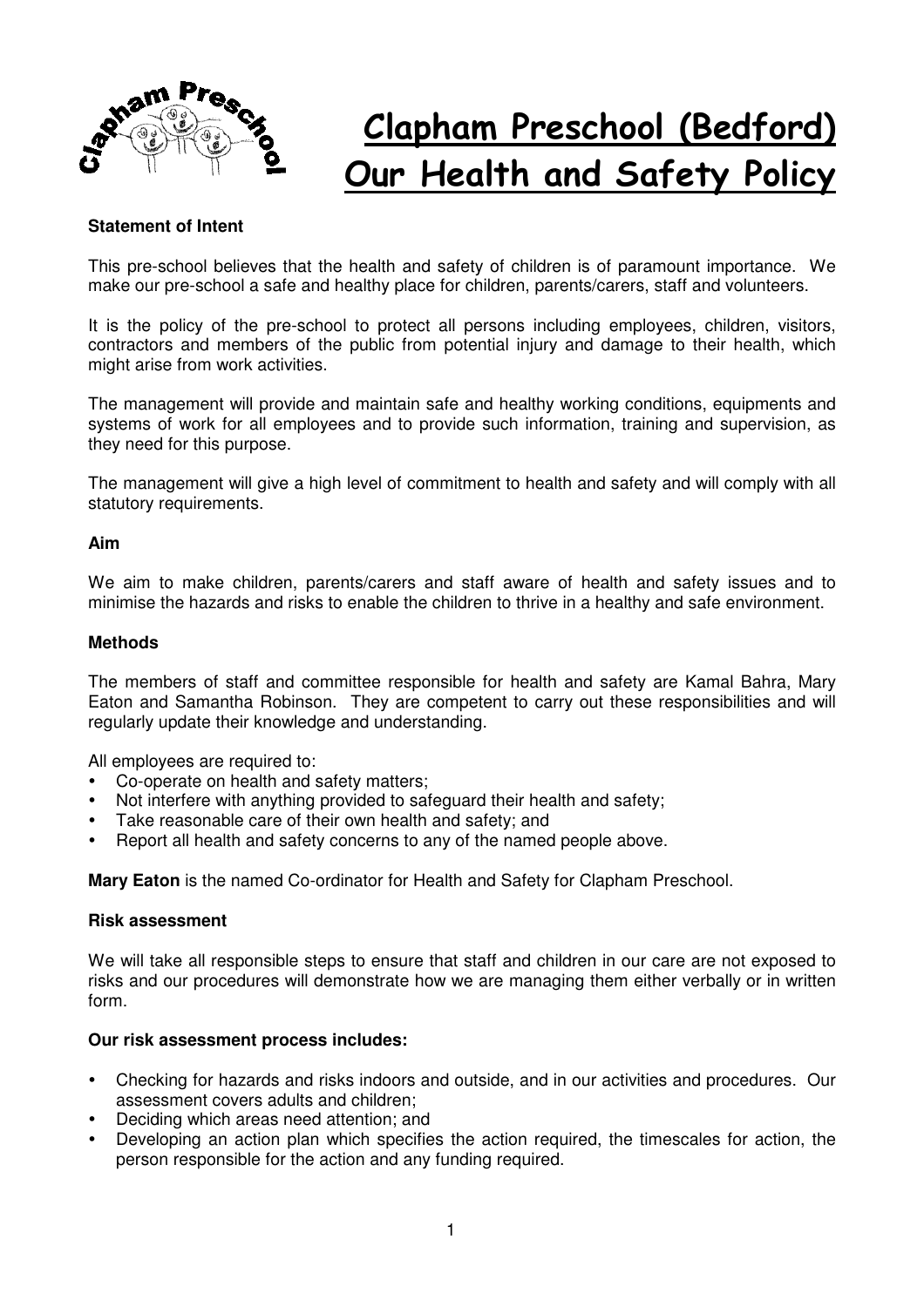# Clapham Preschool (Bedford) Our Health and Safety Policy

**Statement of Intent**

This pre-school believes that the health and safety of children is of paramount importance. We make our pre-school a safe and healthy place for children, parents/carers, staff and volunteers.

It is the policy of the pre-school to protect all persons including employees, children, visitors, contractors and members of the public from potential injury and damage to their health, which might arise from work activities.

The management will provide and maintain safe and healthy working conditions, equipments and systems of work for all employees and to provide such information, training and supervision, as they need for this purpose.

The management will give a high level of commitment to health and safety and will comply with all statutory requirements.

**Aim**

We aim to make children, parents/carers and staff aware of health and safety issues and to minimise the hazards and risks to enable the children to thrive in a healthy and safe environment.

**Methods**

The members of staff and committee responsible for health and safety are Kamal Bahra, Mary Eaton and Samantha Robinson. They are competent to carry out these responsibilities and will regularly update their knowledge and understanding.

All employees are required to:

- Co-operate on health and safety matters;
- Not interfere with anything provided to safeguard their health and safety;
- Take reasonable care of their own health and safety; and
- Report all health and safety concerns to any of the named people above.

**Mary Eaton** is the named Co-ordinator for Health and Safety for Clapham Preschool.

**Risk assessment**

We will take all responsible steps to ensure that staff and children in our care are not exposed to risks and our procedures will demonstrate how we are managing them either verbally or in written form.

**Our risk assessment process includes:**

- Checking for hazards and risks indoors and outside, and in our activities and procedures. Our assessment covers adults and children;
- Deciding which areas need attention; and
- Developing an action plan which specifies the action required, the timescales for action, the person responsible for the action and any funding required.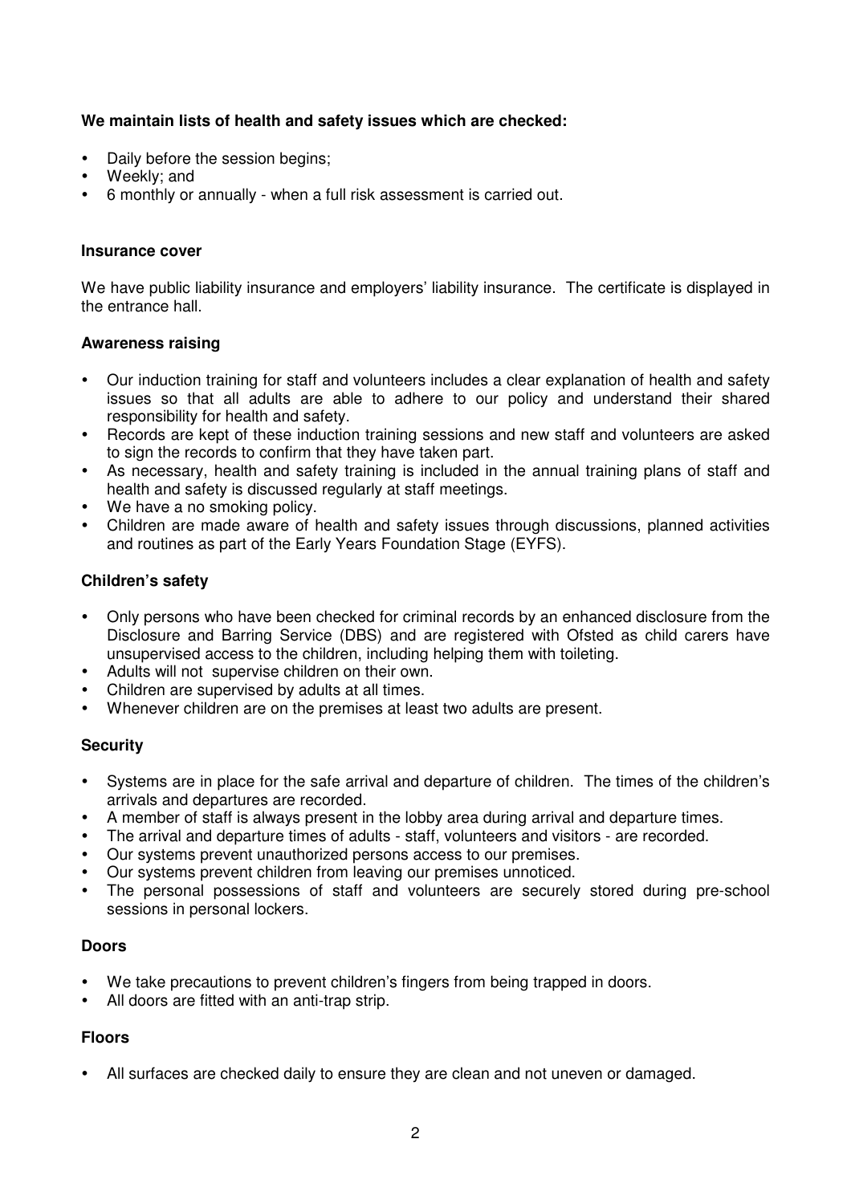**We maintain lists of health and safety issues which are checked:**

- Daily before the session begins;
- Weekly; and
- 6 monthly or annually - when a full risk assessment is carried out.

**Insurance cover**

We have public liability insurance and employers' liability insurance. The certificate is displayed in the entrance hall.

**Awareness raising**

- Our induction training for staff and volunteers includes a clear explanation of health and safety issues so that all adults are able to adhere to our policy and understand their shared responsibility for health and safety.
- Records are kept of these induction training sessions and new staff and volunteers are asked to sign the records to confirm that they have taken part.
- As necessary, health and safety training is included in the annual training plans of staff and health and safety is discussed regularly at staff meetings.
- We have a no smoking policy.
- Children are made aware of health and safety issues through discussions, planned activities and routines as part of the Early Years Foundation Stage (EYFS).

**Children's safety**

- Only persons who have been checked for criminal records by an enhanced disclosure from the Disclosure and Barring Service (DBS) and are registered with Ofsted as child carers have unsupervised access to the children, including helping them with toileting.
- Adults will not supervise children on their own.
- Children are supervised by adults at all times.
- Whenever children are on the premises at least two adults are present.

**Security**

- Systems are in place for the safe arrival and departure of children. The times of the children's arrivals and departures are recorded.
- A member of staff is always present in the lobby area during arrival and departure times.
- The arrival and departure times of adults - staff, volunteers and visitors - are recorded.
- Our systems prevent unauthorized persons access to our premises.
- Our systems prevent children from leaving our premises unnoticed.
- The personal possessions of staff and volunteers are securely stored during pre-school sessions in personal lockers.

**Doors**

- We take precautions to prevent children's fingers from being trapped in doors.
- All doors are fitted with an anti-trap strip.

**Floors**

- All surfaces are checked daily to ensure they are clean and not uneven or damaged.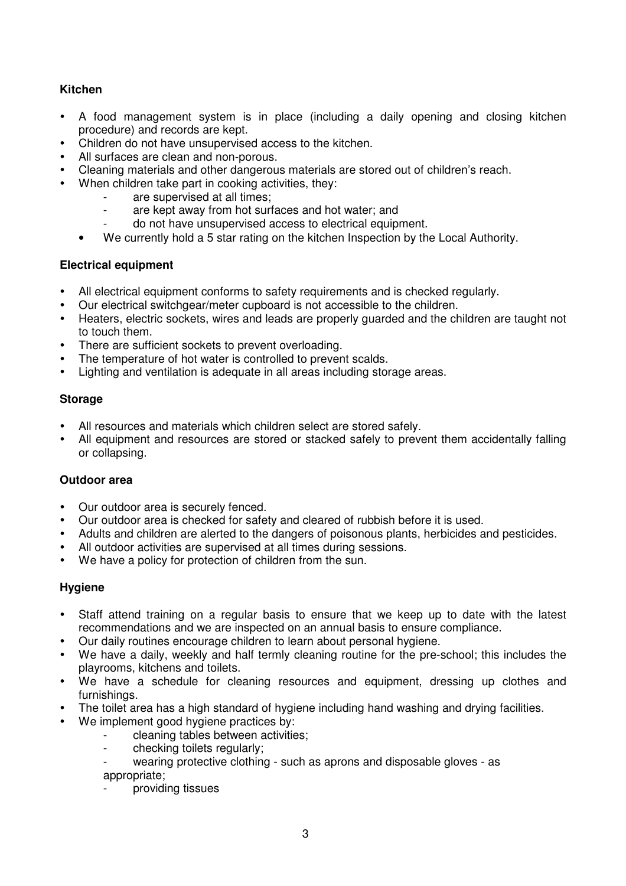### Kitchen

- A food management system is in place (including a daily opening and closing kitchen procedure) and records are kept.
- Children do not have unsupervised access to the kitchen.
- All surfaces are clean and non-porous.
- Cleaning materials and other dangerous materials are stored out of children's reach.
- When children take part in cooking activities, they:
  - are supervised at all times;
  - are kept away from hot surfaces and hot water; and
  - do not have unsupervised access to electrical equipment.
  - We currently hold a 5 star rating on the kitchen Inspection by the Local Authority.

### Electrical equipment

- All electrical equipment conforms to safety requirements and is checked regularly.
- Our electrical switchgear/meter cupboard is not accessible to the children.
- Heaters, electric sockets, wires and leads are properly guarded and the children are taught not to touch them.
- There are sufficient sockets to prevent overloading.
- The temperature of hot water is controlled to prevent scalds.
- Lighting and ventilation is adequate in all areas including storage areas.

### Storage

- All resources and materials which children select are stored safely.
- All equipment and resources are stored or stacked safely to prevent them accidentally falling or collapsing.

### Outdoor area

- Our outdoor area is securely fenced.
- Our outdoor area is checked for safety and cleared of rubbish before it is used.
- Adults and children are alerted to the dangers of poisonous plants, herbicides and pesticides.
- All outdoor activities are supervised at all times during sessions.
- We have a policy for protection of children from the sun.

### Hygiene

- Staff attend training on a regular basis to ensure that we keep up to date with the latest recommendations and we are inspected on an annual basis to ensure compliance.
- Our daily routines encourage children to learn about personal hygiene.
- We have a daily, weekly and half termly cleaning routine for the pre-school; this includes the playrooms, kitchens and toilets.
- We have a schedule for cleaning resources and equipment, dressing up clothes and furnishings.
- The toilet area has a high standard of hygiene including hand washing and drying facilities.
- We implement good hygiene practices by:
  - cleaning tables between activities;
  - checking toilets regularly;
  - wearing protective clothing - such as aprons and disposable gloves - as appropriate;
  - providing tissues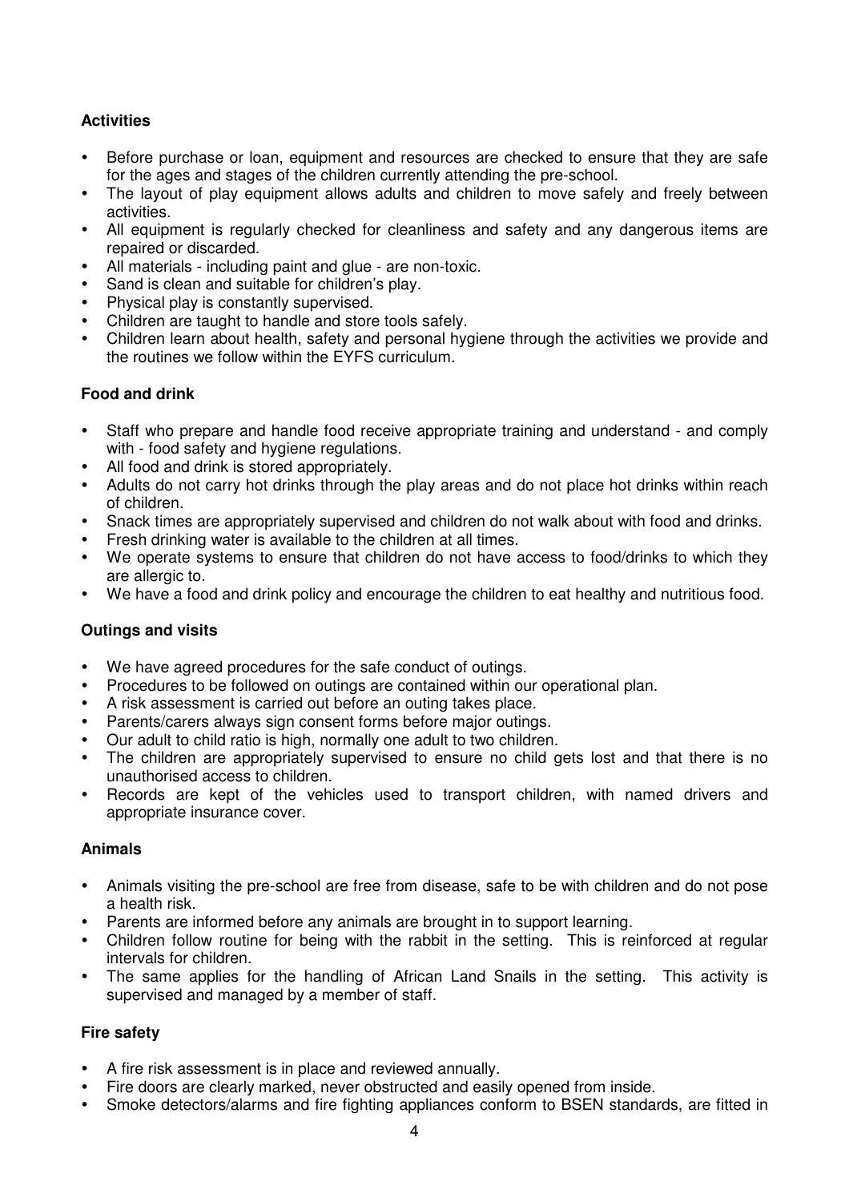**Activities**

- Before purchase or loan, equipment and resources are checked to ensure that they are safe for the ages and stages of the children currently attending the pre-school.
- The layout of play equipment allows adults and children to move safely and freely between activities.
- All equipment is regularly checked for cleanliness and safety and any dangerous items are repaired or discarded.
- All materials - including paint and glue - are non-toxic.
- Sand is clean and suitable for children's play.
- Physical play is constantly supervised.
- Children are taught to handle and store tools safely.
- Children learn about health, safety and personal hygiene through the activities we provide and the routines we follow within the EYFS curriculum.

**Food and drink**

- Staff who prepare and handle food receive appropriate training and understand - and comply with - food safety and hygiene regulations.
- All food and drink is stored appropriately.
- Adults do not carry hot drinks through the play areas and do not place hot drinks within reach of children.
- Snack times are appropriately supervised and children do not walk about with food and drinks.
- Fresh drinking water is available to the children at all times.
- We operate systems to ensure that children do not have access to food/drinks to which they are allergic to.
- We have a food and drink policy and encourage the children to eat healthy and nutritious food.

**Outings and visits**

- We have agreed procedures for the safe conduct of outings.
- Procedures to be followed on outings are contained within our operational plan.
- A risk assessment is carried out before an outing takes place.
- Parents/carers always sign consent forms before major outings.
- Our adult to child ratio is high, normally one adult to two children.
- The children are appropriately supervised to ensure no child gets lost and that there is no unauthorised access to children.
- Records are kept of the vehicles used to transport children, with named drivers and appropriate insurance cover.

**Animals**

- Animals visiting the pre-school are free from disease, safe to be with children and do not pose a health risk.
- Parents are informed before any animals are brought in to support learning.
- Children follow routine for being with the rabbit in the setting. This is reinforced at regular intervals for children.
- The same applies for the handling of African Land Snails in the setting. This activity is supervised and managed by a member of staff.

**Fire safety**

- A fire risk assessment is in place and reviewed annually.
- Fire doors are clearly marked, never obstructed and easily opened from inside.
- Smoke detectors/alarms and fire fighting appliances conform to BSEN standards, are fitted in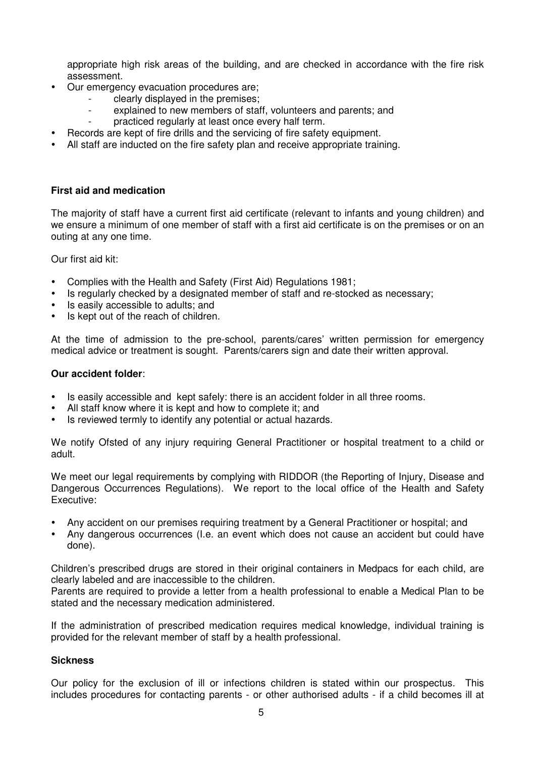appropriate high risk areas of the building, and are checked in accordance with the fire risk assessment.

- Our emergency evacuation procedures are;
  - clearly displayed in the premises;
  - explained to new members of staff, volunteers and parents; and
  - practiced regularly at least once every half term.
- Records are kept of fire drills and the servicing of fire safety equipment.
- All staff are inducted on the fire safety plan and receive appropriate training.

**First aid and medication**

The majority of staff have a current first aid certificate (relevant to infants and young children) and we ensure a minimum of one member of staff with a first aid certificate is on the premises or on an outing at any one time.

Our first aid kit:

- Complies with the Health and Safety (First Aid) Regulations 1981;
- Is regularly checked by a designated member of staff and re-stocked as necessary;
- Is easily accessible to adults; and
- Is kept out of the reach of children.

At the time of admission to the pre-school, parents/cares' written permission for emergency medical advice or treatment is sought. Parents/carers sign and date their written approval.

**Our accident folder**:

- Is easily accessible and kept safely: there is an accident folder in all three rooms.
- All staff know where it is kept and how to complete it; and
- Is reviewed termly to identify any potential or actual hazards.

We notify Ofsted of any injury requiring General Practitioner or hospital treatment to a child or adult.

We meet our legal requirements by complying with RIDDOR (the Reporting of Injury, Disease and Dangerous Occurrences Regulations). We report to the local office of the Health and Safety Executive:

- Any accident on our premises requiring treatment by a General Practitioner or hospital; and
- Any dangerous occurrences (I.e. an event which does not cause an accident but could have done).

Children's prescribed drugs are stored in their original containers in Medpacs for each child, are clearly labeled and are inaccessible to the children.
Parents are required to provide a letter from a health professional to enable a Medical Plan to be stated and the necessary medication administered.

If the administration of prescribed medication requires medical knowledge, individual training is provided for the relevant member of staff by a health professional.

**Sickness**

Our policy for the exclusion of ill or infections children is stated within our prospectus. This includes procedures for contacting parents - or other authorised adults - if a child becomes ill at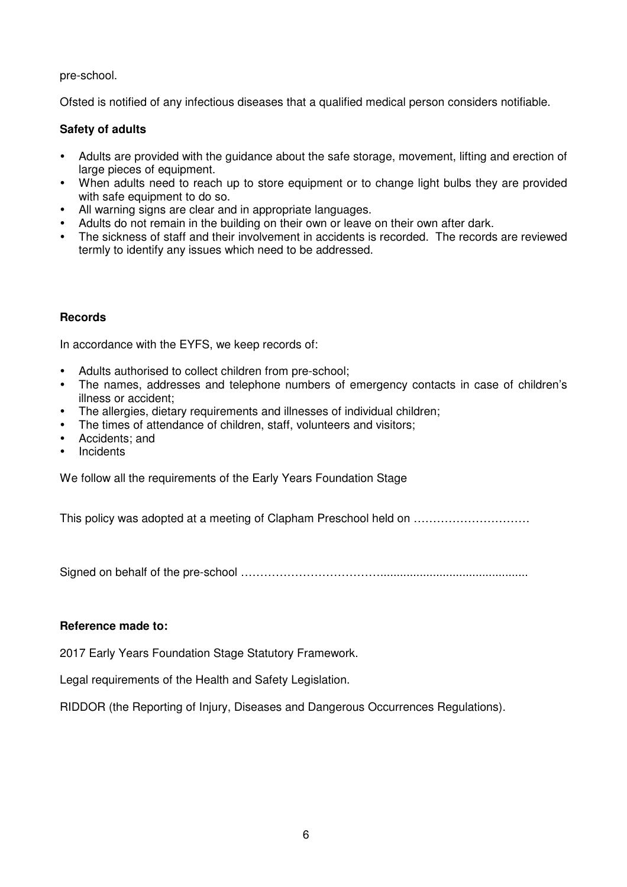pre-school.

Ofsted is notified of any infectious diseases that a qualified medical person considers notifiable.

**Safety of adults**

- Adults are provided with the guidance about the safe storage, movement, lifting and erection of large pieces of equipment.
- When adults need to reach up to store equipment or to change light bulbs they are provided with safe equipment to do so.
- All warning signs are clear and in appropriate languages.
- Adults do not remain in the building on their own or leave on their own after dark.
- The sickness of staff and their involvement in accidents is recorded. The records are reviewed termly to identify any issues which need to be addressed.

**Records**

In accordance with the EYFS, we keep records of:

- Adults authorised to collect children from pre-school;
- The names, addresses and telephone numbers of emergency contacts in case of children's illness or accident;
- The allergies, dietary requirements and illnesses of individual children;
- The times of attendance of children, staff, volunteers and visitors;
- Accidents; and
- Incidents

We follow all the requirements of the Early Years Foundation Stage

This policy was adopted at a meeting of Clapham Preschool held on …………………………

Signed on behalf of the pre-school ………………………………...........................................

**Reference made to:**

2017 Early Years Foundation Stage Statutory Framework.

Legal requirements of the Health and Safety Legislation.

RIDDOR (the Reporting of Injury, Diseases and Dangerous Occurrences Regulations).